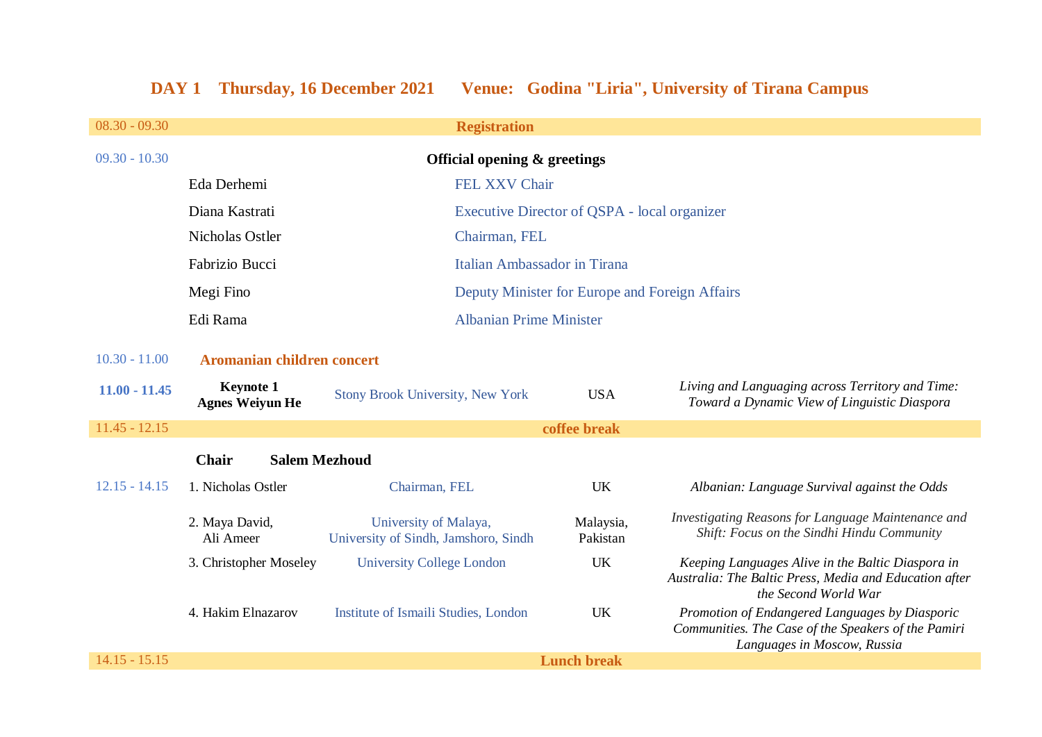## DAY 1 Thursday, 16 December 2021 Venue: Godina "Liria", University of Tirana Campus

| Time | Speaker | Affiliation | Country | Title |
|---|---|---|---|---|
| 08.30 - 09.30 | **Registration** | | | |
| 09.30 - 10.30 | **Official opening & greetings** | | | |
| | Eda Derhemi | FEL XXV Chair | | |
| | Diana Kastrati | Executive Director of QSPA - local organizer | | |
| | Nicholas Ostler | Chairman, FEL | | |
| | Fabrizio Bucci | Italian Ambassador in Tirana | | |
| | Megi Fino | Deputy Minister for Europe and Foreign Affairs | | |
| | Edi Rama | Albanian Prime Minister | | |
| 10.30 - 11.00 | **Aromanian children concert** | | | |
| **11.00 - 11.45** | **Keynote 1 Agnes Weiyun He** | Stony Brook University, New York | USA | *Living and Languaging across Territory and Time: Toward a Dynamic View of Linguistic Diaspora* |
| 11.45 - 12.15 | **coffee break** | | | |
| | **Chair Salem Mezhoud** | | | |
| 12.15 - 14.15 | 1. Nicholas Ostler | Chairman, FEL | UK | *Albanian: Language Survival against the Odds* |
| | 2. Maya David, Ali Ameer | University of Malaya, University of Sindh, Jamshoro, Sindh | Malaysia, Pakistan | *Investigating Reasons for Language Maintenance and Shift: Focus on the Sindhi Hindu Community* |
| | 3. Christopher Moseley | University College London | UK | *Keeping Languages Alive in the Baltic Diaspora in Australia: The Baltic Press, Media and Education after the Second World War* |
| | 4. Hakim Elnazarov | Institute of Ismaili Studies, London | UK | *Promotion of Endangered Languages by Diasporic Communities. The Case of the Speakers of the Pamiri Languages in Moscow, Russia* |
| 14.15 - 15.15 | **Lunch break** | | | |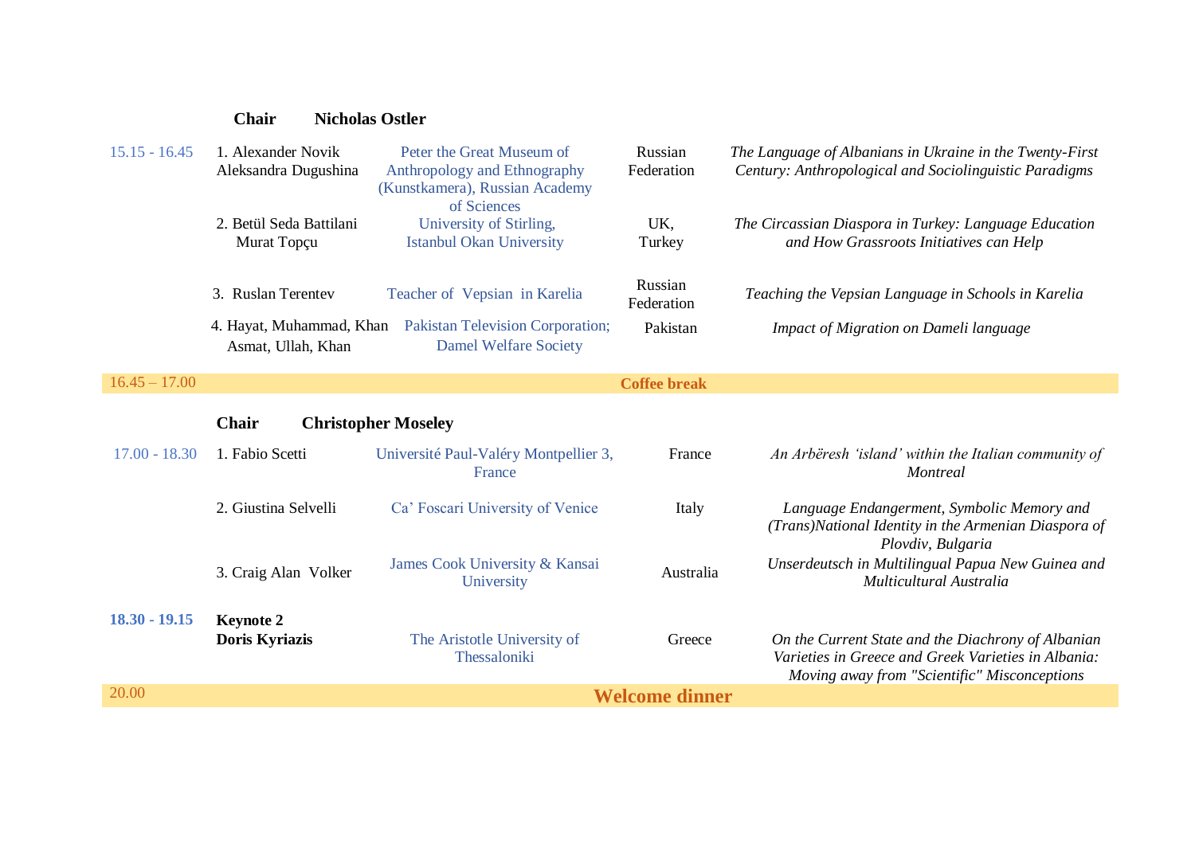**Chair** **Nicholas Ostler**

| Time | Speaker(s) | Affiliation | Country | Title |
|---|---|---|---|---|
| 15.15 - 16.45 | 1. Alexander Novik<br>Aleksandra Dugushina | Peter the Great Museum of Anthropology and Ethnography (Kunstkamera), Russian Academy of Sciences | Russian Federation | *The Language of Albanians in Ukraine in the Twenty-First Century: Anthropological and Sociolinguistic Paradigms* |
| | 2. Betül Seda Battilani<br>Murat Topçu | University of Stirling,<br>Istanbul Okan University | UK,<br>Turkey | *The Circassian Diaspora in Turkey: Language Education and How Grassroots Initiatives can Help* |
| | 3. Ruslan Terentev | Teacher of Vepsian in Karelia | Russian Federation | *Teaching the Vepsian Language in Schools in Karelia* |
| | 4. Hayat, Muhammad, Khan<br>Asmat, Ullah, Khan | Pakistan Television Corporation;<br>Damel Welfare Society | Pakistan | *Impact of Migration on Dameli language* |
| 16.45 – 17.00 | **Coffee break** | | | |

**Chair** **Christopher Moseley**

| Time | Speaker(s) | Affiliation | Country | Title |
|---|---|---|---|---|
| 17.00 - 18.30 | 1. Fabio Scetti | Université Paul-Valéry Montpellier 3, France | France | *An Arbëresh 'island' within the Italian community of Montreal* |
| | 2. Giustina Selvelli | Ca' Foscari University of Venice | Italy | *Language Endangerment, Symbolic Memory and (Trans)National Identity in the Armenian Diaspora of Plovdiv, Bulgaria* |
| | 3. Craig Alan Volker | James Cook University & Kansai University | Australia | *Unserdeutsch in Multilingual Papua New Guinea and Multicultural Australia* |
| **18.30 - 19.15** | **Keynote 2**<br>**Doris Kyriazis** | The Aristotle University of Thessaloniki | Greece | *On the Current State and the Diachrony of Albanian Varieties in Greece and Greek Varieties in Albania: Moving away from "Scientific" Misconceptions* |
| 20.00 | **Welcome dinner** | | | |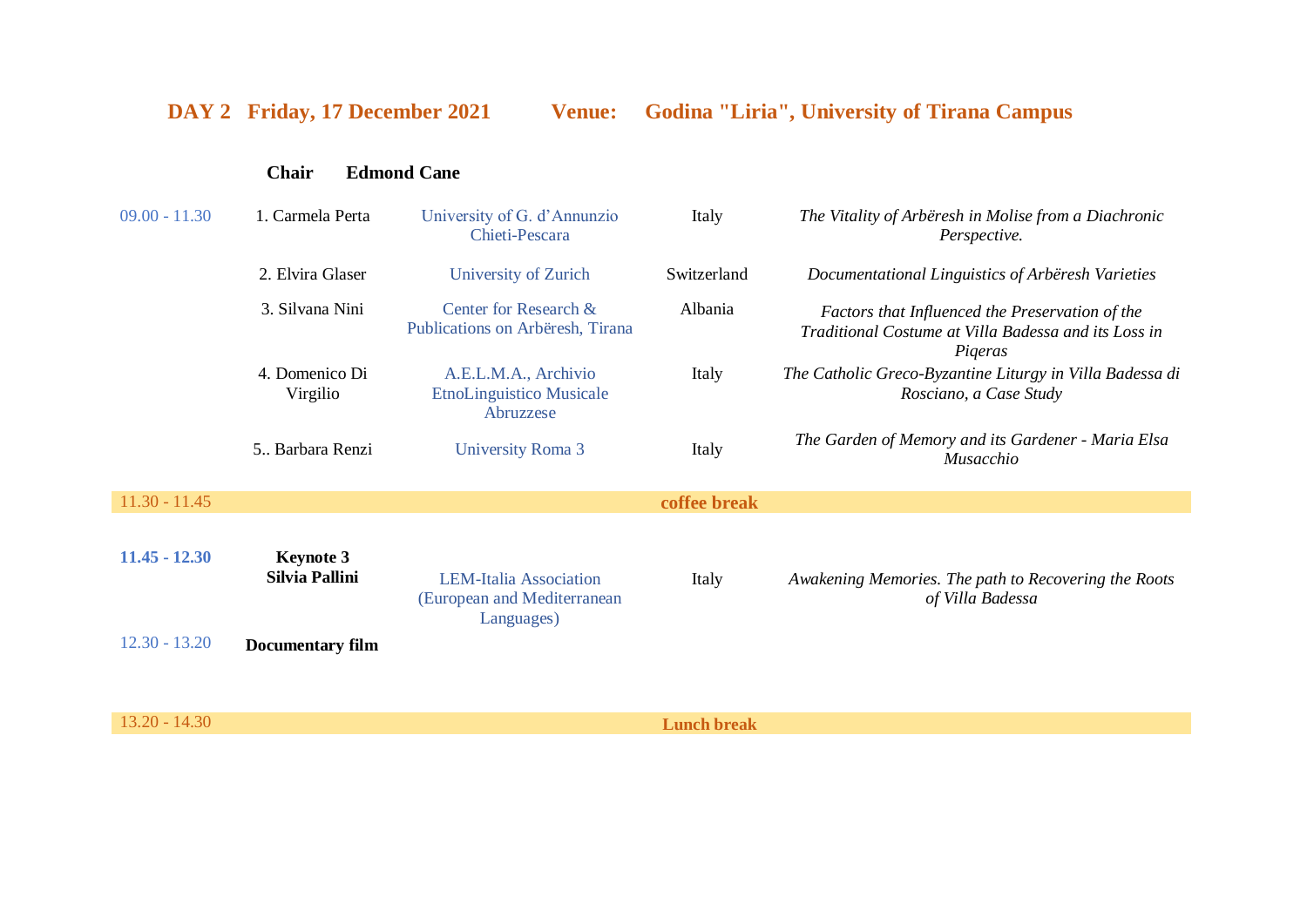## DAY 2 Friday, 17 December 2021 Venue: Godina "Liria", University of Tirana Campus

**Chair** **Edmond Cane**

| Time | Speaker | Affiliation | Country | Title |
|---|---|---|---|---|
| 09.00 - 11.30 | 1. Carmela Perta | University of G. d'Annunzio Chieti-Pescara | Italy | *The Vitality of Arbëresh in Molise from a Diachronic Perspective.* |
| | 2. Elvira Glaser | University of Zurich | Switzerland | *Documentational Linguistics of Arbëresh Varieties* |
| | 3. Silvana Nini | Center for Research & Publications on Arbëresh, Tirana | Albania | *Factors that Influenced the Preservation of the Traditional Costume at Villa Badessa and its Loss in Piqeras* |
| | 4. Domenico Di Virgilio | A.E.L.M.A., Archivio EtnoLinguistico Musicale Abruzzese | Italy | *The Catholic Greco-Byzantine Liturgy in Villa Badessa di Rosciano, a Case Study* |
| | 5.. Barbara Renzi | University Roma 3 | Italy | *The Garden of Memory and its Gardener - Maria Elsa Musacchio* |
| 11.30 - 11.45 | | **coffee break** | | |
| **11.45 - 12.30** | **Keynote 3 Silvia Pallini** | LEM-Italia Association (European and Mediterranean Languages) | Italy | *Awakening Memories. The path to Recovering the Roots of Villa Badessa* |
| 12.30 - 13.20 | **Documentary film** | | | |
| 13.20 - 14.30 | | **Lunch break** | | |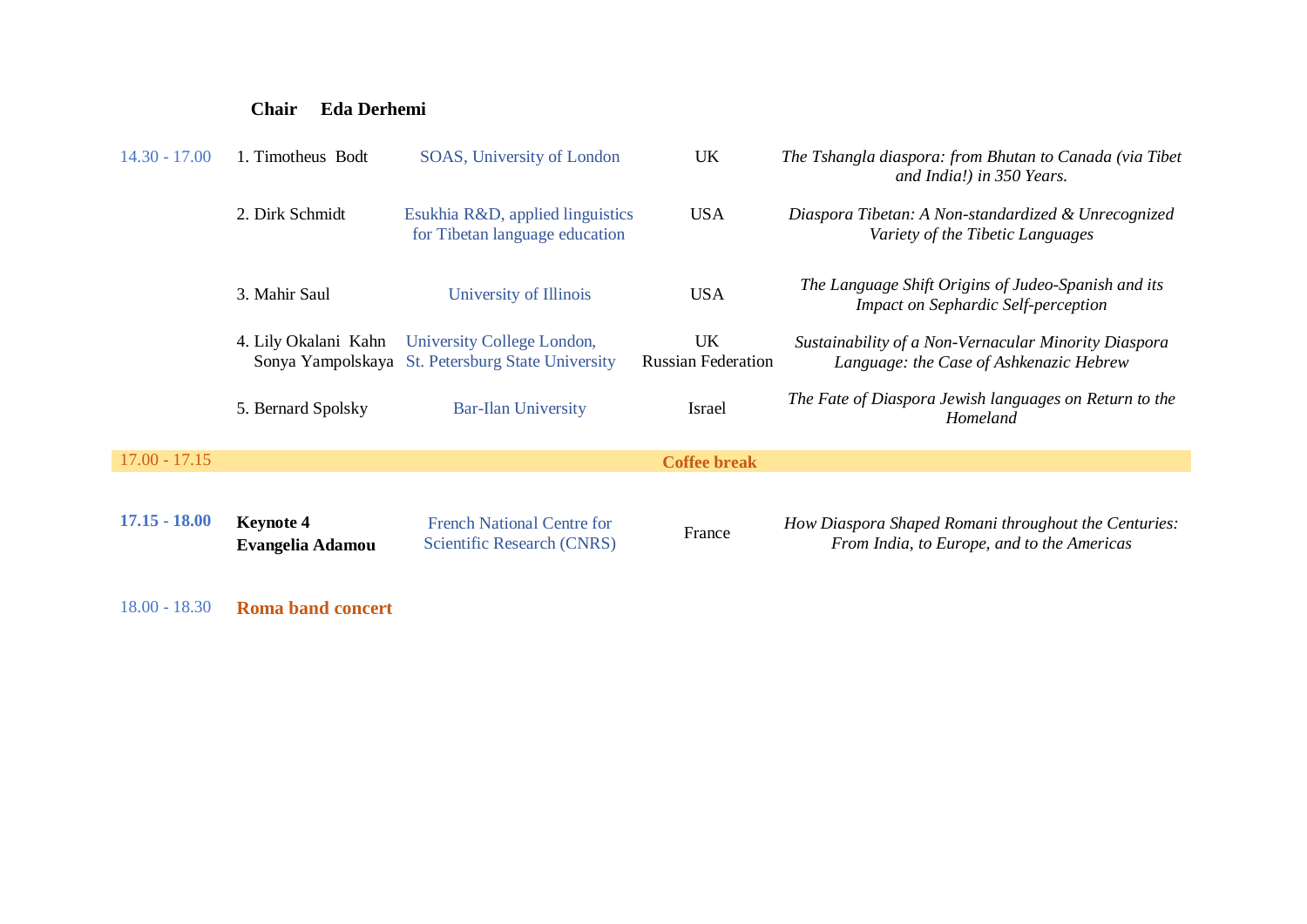**Chair Eda Derhemi**

| Time | Speaker | Affiliation | Country | Title |
|---|---|---|---|---|
| 14.30 - 17.00 | 1. Timotheus Bodt | SOAS, University of London | UK | *The Tshangla diaspora: from Bhutan to Canada (via Tibet and India!) in 350 Years.* |
| | 2. Dirk Schmidt | Esukhia R&D, applied linguistics for Tibetan language education | USA | *Diaspora Tibetan: A Non-standardized & Unrecognized Variety of the Tibetic Languages* |
| | 3. Mahir Saul | University of Illinois | USA | *The Language Shift Origins of Judeo-Spanish and its Impact on Sephardic Self-perception* |
| | 4. Lily Okalani Kahn<br>Sonya Yampolskaya | University College London,<br>St. Petersburg State University | UK<br>Russian Federation | *Sustainability of a Non-Vernacular Minority Diaspora Language: the Case of Ashkenazic Hebrew* |
| | 5. Bernard Spolsky | Bar-Ilan University | Israel | *The Fate of Diaspora Jewish languages on Return to the Homeland* |
| 17.00 - 17.15 | | **Coffee break** | | |
| **17.15 - 18.00** | **Keynote 4**<br>**Evangelia Adamou** | French National Centre for Scientific Research (CNRS) | France | *How Diaspora Shaped Romani throughout the Centuries: From India, to Europe, and to the Americas* |
| 18.00 - 18.30 | **Roma band concert** | | | |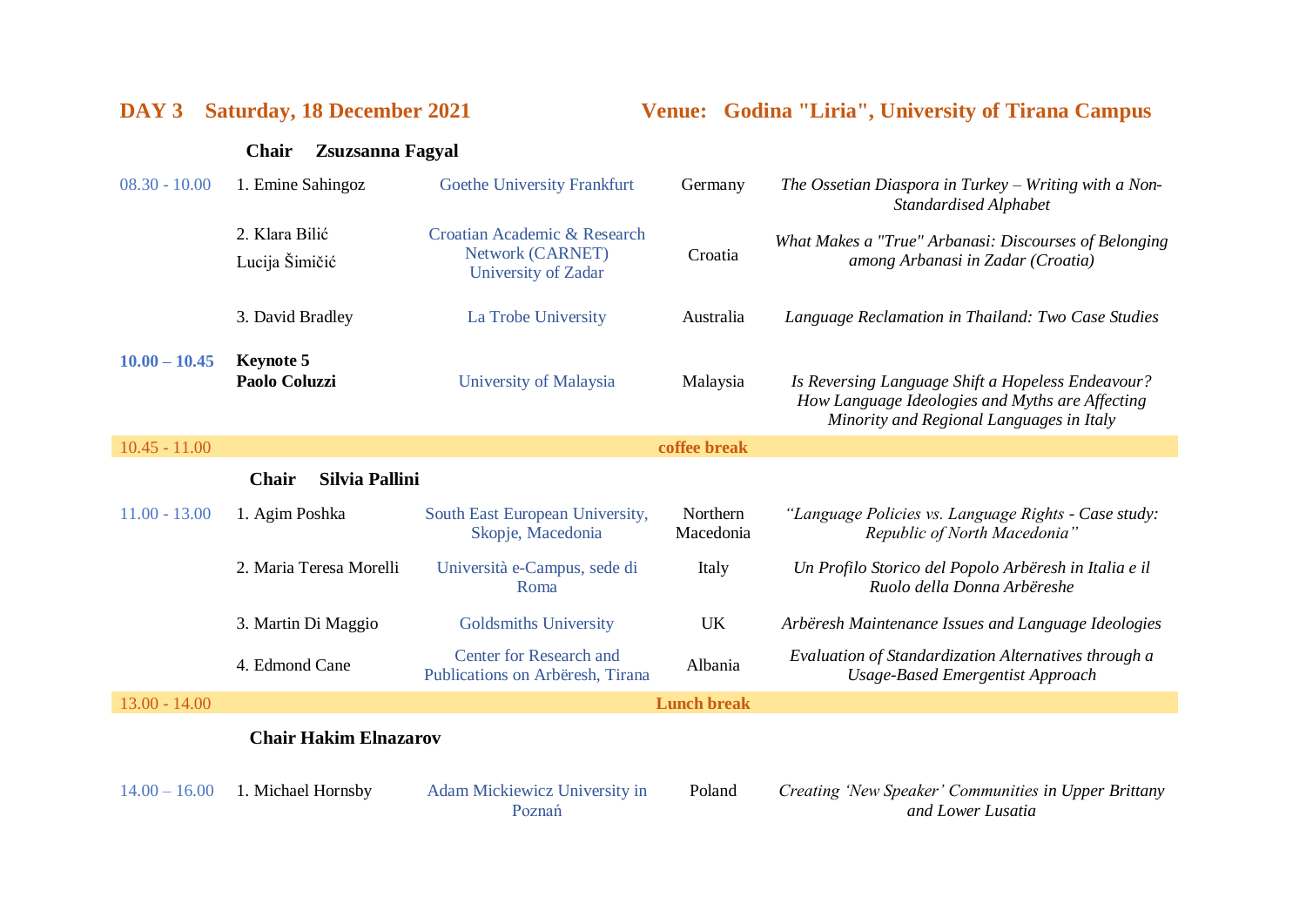## DAY 3 Saturday, 18 December 2021 — Venue: Godina "Liria", University of Tirana Campus

**Chair Zsuzsanna Fagyal**

| Time | Speaker | Affiliation | Country | Title |
|---|---|---|---|---|
| 08.30 - 10.00 | 1. Emine Sahingoz | Goethe University Frankfurt | Germany | *The Ossetian Diaspora in Turkey – Writing with a Non-Standardised Alphabet* |
| | 2. Klara Bilić<br>Lucija Šimičić | Croatian Academic & Research Network (CARNET)<br>University of Zadar | Croatia | *What Makes a "True" Arbanasi: Discourses of Belonging among Arbanasi in Zadar (Croatia)* |
| | 3. David Bradley | La Trobe University | Australia | *Language Reclamation in Thailand: Two Case Studies* |
| **10.00 – 10.45** | **Keynote 5**<br>**Paolo Coluzzi** | University of Malaysia | Malaysia | *Is Reversing Language Shift a Hopeless Endeavour? How Language Ideologies and Myths are Affecting Minority and Regional Languages in Italy* |
| 10.45 - 11.00 | | **coffee break** | | |

**Chair Silvia Pallini**

| Time | Speaker | Affiliation | Country | Title |
|---|---|---|---|---|
| 11.00 - 13.00 | 1. Agim Poshka | South East European University, Skopje, Macedonia | Northern Macedonia | *"Language Policies vs. Language Rights - Case study: Republic of North Macedonia"* |
| | 2. Maria Teresa Morelli | Università e-Campus, sede di Roma | Italy | *Un Profilo Storico del Popolo Arbëresh in Italia e il Ruolo della Donna Arbëreshe* |
| | 3. Martin Di Maggio | Goldsmiths University | UK | *Arbëresh Maintenance Issues and Language Ideologies* |
| | 4. Edmond Cane | Center for Research and Publications on Arbëresh, Tirana | Albania | *Evaluation of Standardization Alternatives through a Usage-Based Emergentist Approach* |
| 13.00 - 14.00 | | **Lunch break** | | |

**Chair Hakim Elnazarov**

| Time | Speaker | Affiliation | Country | Title |
|---|---|---|---|---|
| 14.00 – 16.00 | 1. Michael Hornsby | Adam Mickiewicz University in Poznań | Poland | *Creating 'New Speaker' Communities in Upper Brittany and Lower Lusatia* |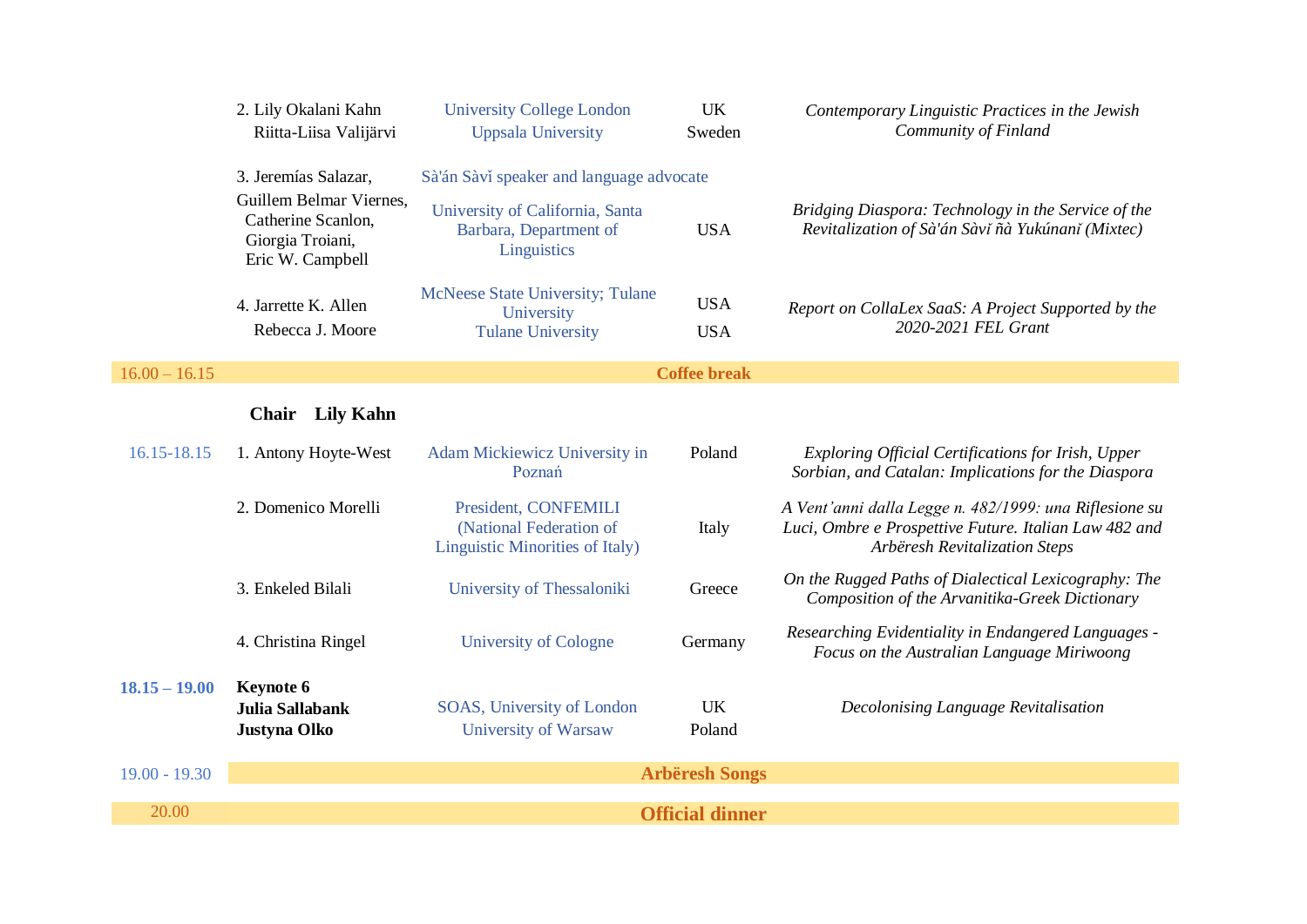| Time | Speaker(s) | Affiliation | Country | Title |
|---|---|---|---|---|
| | 2. Lily Okalani Kahn<br>Riitta-Liisa Valijärvi | University College London<br>Uppsala University | UK<br>Sweden | *Contemporary Linguistic Practices in the Jewish Community of Finland* |
| | 3. Jeremías Salazar,<br>Guillem Belmar Viernes,<br>Catherine Scanlon,<br>Giorgia Troiani,<br>Eric W. Campbell | Sà'án Sàvǐ speaker and language advocate<br>University of California, Santa Barbara, Department of Linguistics | USA | *Bridging Diaspora: Technology in the Service of the Revitalization of Sà'án Sàvǐ ñà Yukúnanǐ (Mixtec)* |
| | 4. Jarrette K. Allen<br>Rebecca J. Moore | McNeese State University; Tulane University<br>Tulane University | USA<br>USA | *Report on CollaLex SaaS: A Project Supported by the 2020-2021 FEL Grant* |
| 16.00 – 16.15 | **Coffee break** | | | |
| | **Chair Lily Kahn** | | | |
| 16.15-18.15 | 1. Antony Hoyte-West | Adam Mickiewicz University in Poznań | Poland | *Exploring Official Certifications for Irish, Upper Sorbian, and Catalan: Implications for the Diaspora* |
| | 2. Domenico Morelli | President, CONFEMILI (National Federation of Linguistic Minorities of Italy) | Italy | *A Vent'anni dalla Legge n. 482/1999: una Riflesione su Luci, Ombre e Prospettive Future. Italian Law 482 and Arbëresh Revitalization Steps* |
| | 3. Enkeled Bilali | University of Thessaloniki | Greece | *On the Rugged Paths of Dialectical Lexicography: The Composition of the Arvanitika-Greek Dictionary* |
| | 4. Christina Ringel | University of Cologne | Germany | *Researching Evidentiality in Endangered Languages - Focus on the Australian Language Miriwoong* |
| **18.15 – 19.00** | **Keynote 6**<br>**Julia Sallabank**<br>**Justyna Olko** | SOAS, University of London<br>University of Warsaw | UK<br>Poland | *Decolonising Language Revitalisation* |
| 19.00 - 19.30 | **Arbëresh Songs** | | | |
| 20.00 | **Official dinner** | | | |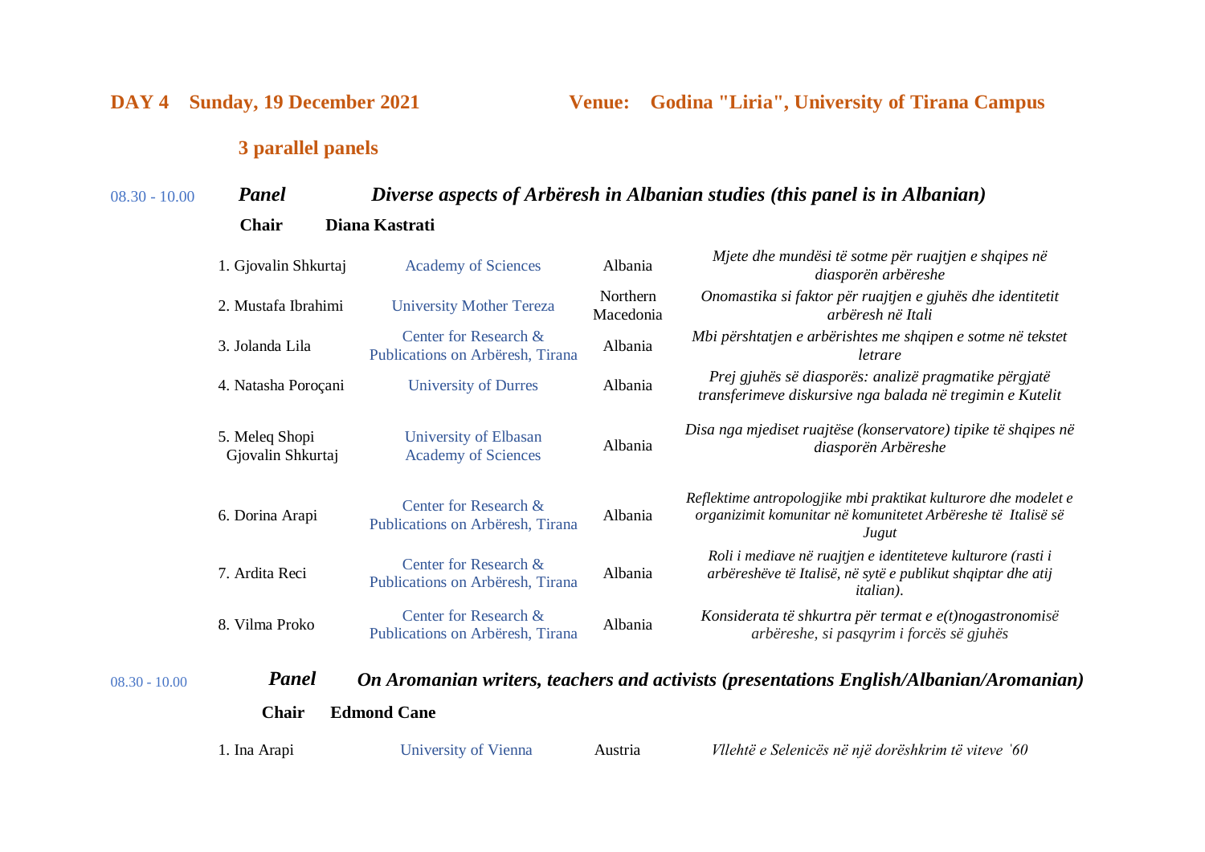**DAY 4 Sunday, 19 December 2021** **Venue: Godina "Liria", University of Tirana Campus**

**3 parallel panels**

08.30 - 10.00 ***Panel*** ***Diverse aspects of Arbëresh in Albanian studies (this panel is in Albanian)***

**Chair** **Diana Kastrati**

| Presenter | Institution | Country | Title |
|---|---|---|---|
| 1. Gjovalin Shkurtaj | Academy of Sciences | Albania | *Mjete dhe mundësi të sotme për ruajtjen e shqipes në diasporën arbëreshe* |
| 2. Mustafa Ibrahimi | University Mother Tereza | Northern Macedonia | *Onomastika si faktor për ruajtjen e gjuhës dhe identitetit arbëresh në Itali* |
| 3. Jolanda Lila | Center for Research & Publications on Arbëresh, Tirana | Albania | *Mbi përshtatjen e arbërishtes me shqipen e sotme në tekstet letrare* |
| 4. Natasha Poroçani | University of Durres | Albania | *Prej gjuhës së diasporës: analizë pragmatike përgjatë transferimeve diskursive nga balada në tregimin e Kutelit* |
| 5. Meleq Shopi<br>Gjovalin Shkurtaj | University of Elbasan<br>Academy of Sciences | Albania | *Disa nga mjediset ruajtëse (konservatore) tipike të shqipes në diasporën Arbëreshe* |
| 6. Dorina Arapi | Center for Research & Publications on Arbëresh, Tirana | Albania | *Reflektime antropologjike mbi praktikat kulturore dhe modelet e organizimit komunitar në komunitetet Arbëreshe të Italisë së Jugut* |
| 7. Ardita Reci | Center for Research & Publications on Arbëresh, Tirana | Albania | *Roli i mediave në ruajtjen e identiteteve kulturore (rasti i arbëreshëve të Italisë, në sytë e publikut shqiptar dhe atij italian).* |
| 8. Vilma Proko | Center for Research & Publications on Arbëresh, Tirana | Albania | *Konsiderata të shkurtra për termat e e(t)nogastronomisë arbëreshe, si pasqyrim i forcës së gjuhës* |

08.30 - 10.00 ***Panel*** ***On Aromanian writers, teachers and activists (presentations English/Albanian/Aromanian)***

**Chair** **Edmond Cane**

| Presenter | Institution | Country | Title |
|---|---|---|---|
| 1. Ina Arapi | University of Vienna | Austria | *Vllehtë e Selenicës në një dorëshkrim të viteve '60* |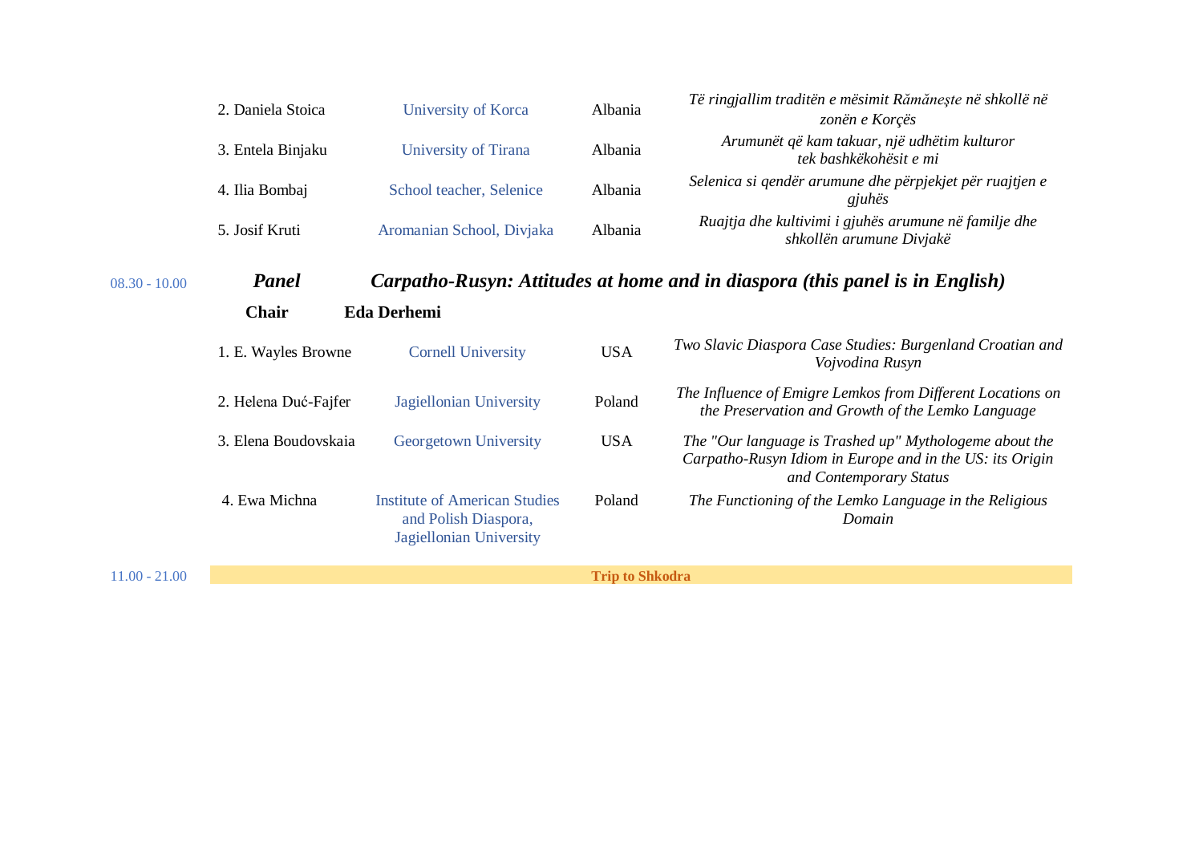| | | | |
|---|---|---|---|
| 2. Daniela Stoica | University of Korca | Albania | *Të ringjallim traditën e mësimit Rămăneşte në shkollë në zonën e Korçës* |
| 3. Entela Binjaku | University of Tirana | Albania | *Arumunët që kam takuar, një udhëtim kulturor tek bashkëkohësit e mi* |
| 4. Ilia Bombaj | School teacher, Selenice | Albania | *Selenica si qendër arumune dhe përpjekjet për ruajtjen e gjuhës* |
| 5. Josif Kruti | Aromanian School, Divjaka | Albania | *Ruajtja dhe kultivimi i gjuhës arumune në familje dhe shkollën arumune Divjakë* |

08.30 - 10.00 ***Panel*** ***Carpatho-Rusyn: Attitudes at home and in diaspora (this panel is in English)***

**Chair** **Eda Derhemi**

| | | | |
|---|---|---|---|
| 1. E. Wayles Browne | Cornell University | USA | *Two Slavic Diaspora Case Studies: Burgenland Croatian and Vojvodina Rusyn* |
| 2. Helena Duć-Fajfer | Jagiellonian University | Poland | *The Influence of Emigre Lemkos from Different Locations on the Preservation and Growth of the Lemko Language* |
| 3. Elena Boudovskaia | Georgetown University | USA | *The "Our language is Trashed up" Mythologeme about the Carpatho-Rusyn Idiom in Europe and in the US: its Origin and Contemporary Status* |
| 4. Ewa Michna | Institute of American Studies and Polish Diaspora, Jagiellonian University | Poland | *The Functioning of the Lemko Language in the Religious Domain* |

11.00 - 21.00 **Trip to Shkodra**